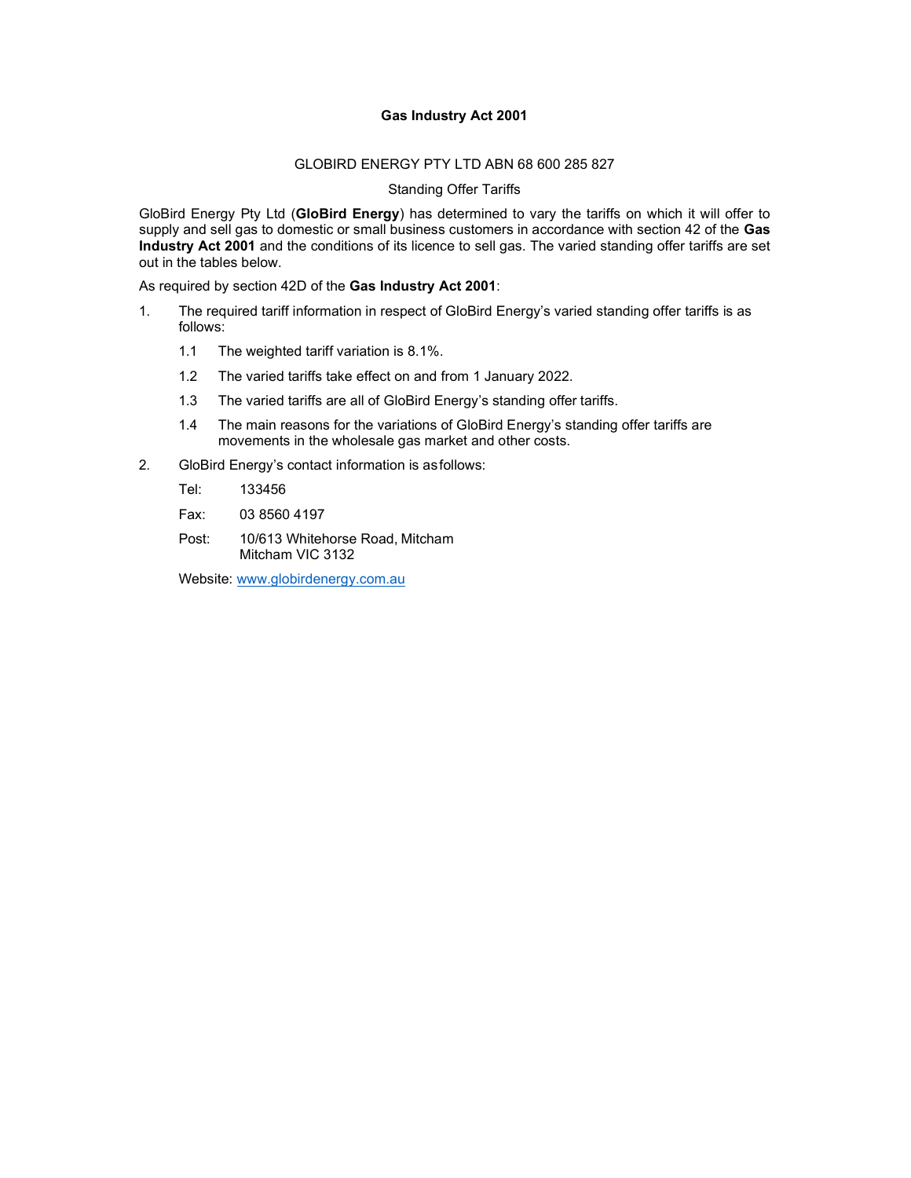**Gas Industry Act 2001**

GLOBIRD ENERGY PTY LTD ABN 68 600 285 827

Standing Offer Tariffs

GloBird Energy Pty Ltd (**GloBird Energy**) has determined to vary the tariffs on which it will offer to supply and sell gas to domestic or small business customers in accordance with section 42 of the **Gas Industry Act 2001** and the conditions of its licence to sell gas. The varied standing offer tariffs are set out in the tables below.

As required by section 42D of the **Gas Industry Act 2001**:

1. The required tariff information in respect of GloBird Energy's varied standing offer tariffs is as follows:

   1.1 The weighted tariff variation is 8.1%.

   1.2 The varied tariffs take effect on and from 1 January 2022.

   1.3 The varied tariffs are all of GloBird Energy's standing offer tariffs.

   1.4 The main reasons for the variations of GloBird Energy's standing offer tariffs are movements in the wholesale gas market and other costs.

2. GloBird Energy's contact information is as follows:

   Tel: 133456

   Fax: 03 8560 4197

   Post: 10/613 Whitehorse Road, Mitcham
   Mitcham VIC 3132

   Website: www.globirdenergy.com.au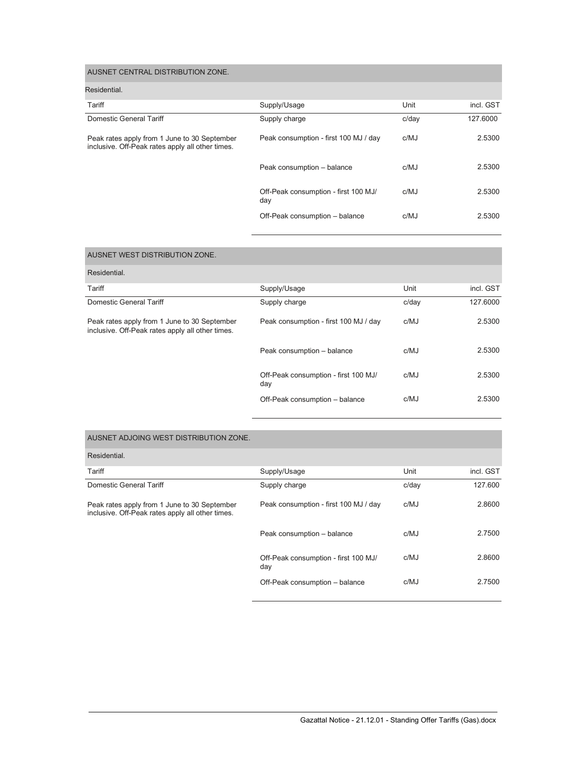## AUSNET CENTRAL DISTRIBUTION ZONE.

### Residential.

| Tariff | Supply/Usage | Unit | incl. GST |
|---|---|---|---|
| Domestic General Tariff | Supply charge | c/day | 127.6000 |
| Peak rates apply from 1 June to 30 September inclusive. Off-Peak rates apply all other times. | Peak consumption - first 100 MJ / day | c/MJ | 2.5300 |
| | Peak consumption – balance | c/MJ | 2.5300 |
| | Off-Peak consumption - first 100 MJ/ day | c/MJ | 2.5300 |
| | Off-Peak consumption – balance | c/MJ | 2.5300 |

## AUSNET WEST DISTRIBUTION ZONE.

### Residential.

| Tariff | Supply/Usage | Unit | incl. GST |
|---|---|---|---|
| Domestic General Tariff | Supply charge | c/day | 127.6000 |
| Peak rates apply from 1 June to 30 September inclusive. Off-Peak rates apply all other times. | Peak consumption - first 100 MJ / day | c/MJ | 2.5300 |
| | Peak consumption – balance | c/MJ | 2.5300 |
| | Off-Peak consumption - first 100 MJ/ day | c/MJ | 2.5300 |
| | Off-Peak consumption – balance | c/MJ | 2.5300 |

## AUSNET ADJOING WEST DISTRIBUTION ZONE.

### Residential.

| Tariff | Supply/Usage | Unit | incl. GST |
|---|---|---|---|
| Domestic General Tariff | Supply charge | c/day | 127.600 |
| Peak rates apply from 1 June to 30 September inclusive. Off-Peak rates apply all other times. | Peak consumption - first 100 MJ / day | c/MJ | 2.8600 |
| | Peak consumption – balance | c/MJ | 2.7500 |
| | Off-Peak consumption - first 100 MJ/ day | c/MJ | 2.8600 |
| | Off-Peak consumption – balance | c/MJ | 2.7500 |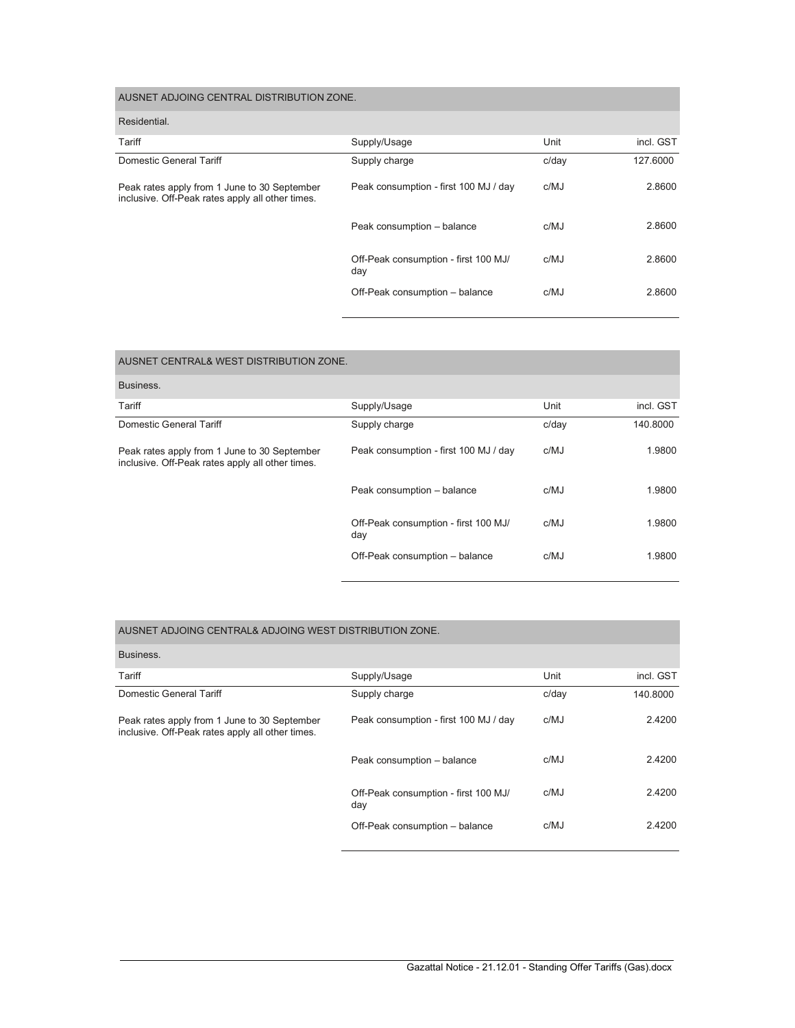## AUSNET ADJOING CENTRAL DISTRIBUTION ZONE.

### Residential.

| Tariff | Supply/Usage | Unit | incl. GST |
|---|---|---|---|
| Domestic General Tariff | Supply charge | c/day | 127.6000 |
| Peak rates apply from 1 June to 30 September inclusive. Off-Peak rates apply all other times. | Peak consumption - first 100 MJ / day | c/MJ | 2.8600 |
| | Peak consumption – balance | c/MJ | 2.8600 |
| | Off-Peak consumption - first 100 MJ/ day | c/MJ | 2.8600 |
| | Off-Peak consumption – balance | c/MJ | 2.8600 |

## AUSNET CENTRAL& WEST DISTRIBUTION ZONE.

### Business.

| Tariff | Supply/Usage | Unit | incl. GST |
|---|---|---|---|
| Domestic General Tariff | Supply charge | c/day | 140.8000 |
| Peak rates apply from 1 June to 30 September inclusive. Off-Peak rates apply all other times. | Peak consumption - first 100 MJ / day | c/MJ | 1.9800 |
| | Peak consumption – balance | c/MJ | 1.9800 |
| | Off-Peak consumption - first 100 MJ/ day | c/MJ | 1.9800 |
| | Off-Peak consumption – balance | c/MJ | 1.9800 |

## AUSNET ADJOING CENTRAL& ADJOING WEST DISTRIBUTION ZONE.

### Business.

| Tariff | Supply/Usage | Unit | incl. GST |
|---|---|---|---|
| Domestic General Tariff | Supply charge | c/day | 140.8000 |
| Peak rates apply from 1 June to 30 September inclusive. Off-Peak rates apply all other times. | Peak consumption - first 100 MJ / day | c/MJ | 2.4200 |
| | Peak consumption – balance | c/MJ | 2.4200 |
| | Off-Peak consumption - first 100 MJ/ day | c/MJ | 2.4200 |
| | Off-Peak consumption – balance | c/MJ | 2.4200 |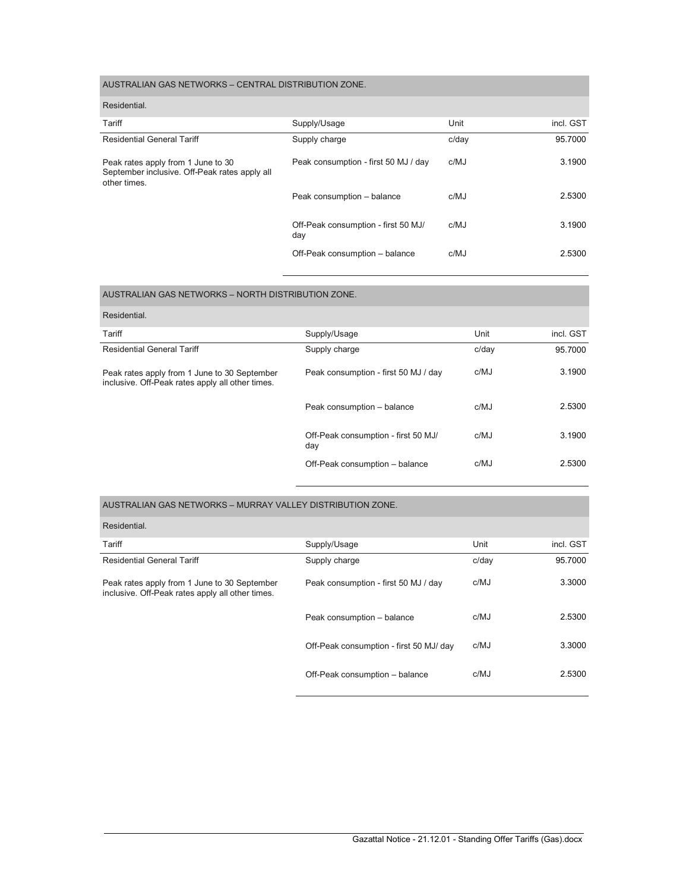## AUSTRALIAN GAS NETWORKS – CENTRAL DISTRIBUTION ZONE.

### Residential.

| Tariff | Supply/Usage | Unit | incl. GST |
|---|---|---|---|
| Residential General Tariff | Supply charge | c/day | 95.7000 |
| Peak rates apply from 1 June to 30 September inclusive. Off-Peak rates apply all other times. | Peak consumption - first 50 MJ / day | c/MJ | 3.1900 |
| | Peak consumption – balance | c/MJ | 2.5300 |
| | Off-Peak consumption - first 50 MJ/ day | c/MJ | 3.1900 |
| | Off-Peak consumption – balance | c/MJ | 2.5300 |

## AUSTRALIAN GAS NETWORKS – NORTH DISTRIBUTION ZONE.

### Residential.

| Tariff | Supply/Usage | Unit | incl. GST |
|---|---|---|---|
| Residential General Tariff | Supply charge | c/day | 95.7000 |
| Peak rates apply from 1 June to 30 September inclusive. Off-Peak rates apply all other times. | Peak consumption - first 50 MJ / day | c/MJ | 3.1900 |
| | Peak consumption – balance | c/MJ | 2.5300 |
| | Off-Peak consumption - first 50 MJ/ day | c/MJ | 3.1900 |
| | Off-Peak consumption – balance | c/MJ | 2.5300 |

## AUSTRALIAN GAS NETWORKS – MURRAY VALLEY DISTRIBUTION ZONE.

### Residential.

| Tariff | Supply/Usage | Unit | incl. GST |
|---|---|---|---|
| Residential General Tariff | Supply charge | c/day | 95.7000 |
| Peak rates apply from 1 June to 30 September inclusive. Off-Peak rates apply all other times. | Peak consumption - first 50 MJ / day | c/MJ | 3.3000 |
| | Peak consumption – balance | c/MJ | 2.5300 |
| | Off-Peak consumption - first 50 MJ/ day | c/MJ | 3.3000 |
| | Off-Peak consumption – balance | c/MJ | 2.5300 |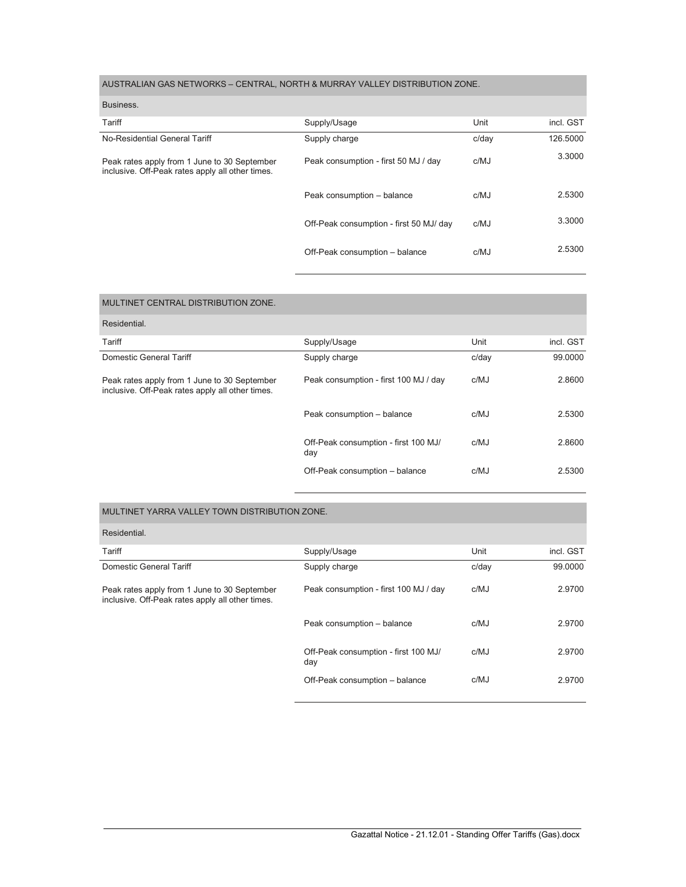## AUSTRALIAN GAS NETWORKS – CENTRAL, NORTH & MURRAY VALLEY DISTRIBUTION ZONE.

### Business.

| Tariff | Supply/Usage | Unit | incl. GST |
|---|---|---|---|
| No-Residential General Tariff | Supply charge | c/day | 126.5000 |
| Peak rates apply from 1 June to 30 September inclusive. Off-Peak rates apply all other times. | Peak consumption - first 50 MJ / day | c/MJ | 3.3000 |
| | Peak consumption – balance | c/MJ | 2.5300 |
| | Off-Peak consumption - first 50 MJ/ day | c/MJ | 3.3000 |
| | Off-Peak consumption – balance | c/MJ | 2.5300 |

## MULTINET CENTRAL DISTRIBUTION ZONE.

### Residential.

| Tariff | Supply/Usage | Unit | incl. GST |
|---|---|---|---|
| Domestic General Tariff | Supply charge | c/day | 99.0000 |
| Peak rates apply from 1 June to 30 September inclusive. Off-Peak rates apply all other times. | Peak consumption - first 100 MJ / day | c/MJ | 2.8600 |
| | Peak consumption – balance | c/MJ | 2.5300 |
| | Off-Peak consumption - first 100 MJ/ day | c/MJ | 2.8600 |
| | Off-Peak consumption – balance | c/MJ | 2.5300 |

## MULTINET YARRA VALLEY TOWN DISTRIBUTION ZONE.

### Residential.

| Tariff | Supply/Usage | Unit | incl. GST |
|---|---|---|---|
| Domestic General Tariff | Supply charge | c/day | 99.0000 |
| Peak rates apply from 1 June to 30 September inclusive. Off-Peak rates apply all other times. | Peak consumption - first 100 MJ / day | c/MJ | 2.9700 |
| | Peak consumption – balance | c/MJ | 2.9700 |
| | Off-Peak consumption - first 100 MJ/ day | c/MJ | 2.9700 |
| | Off-Peak consumption – balance | c/MJ | 2.9700 |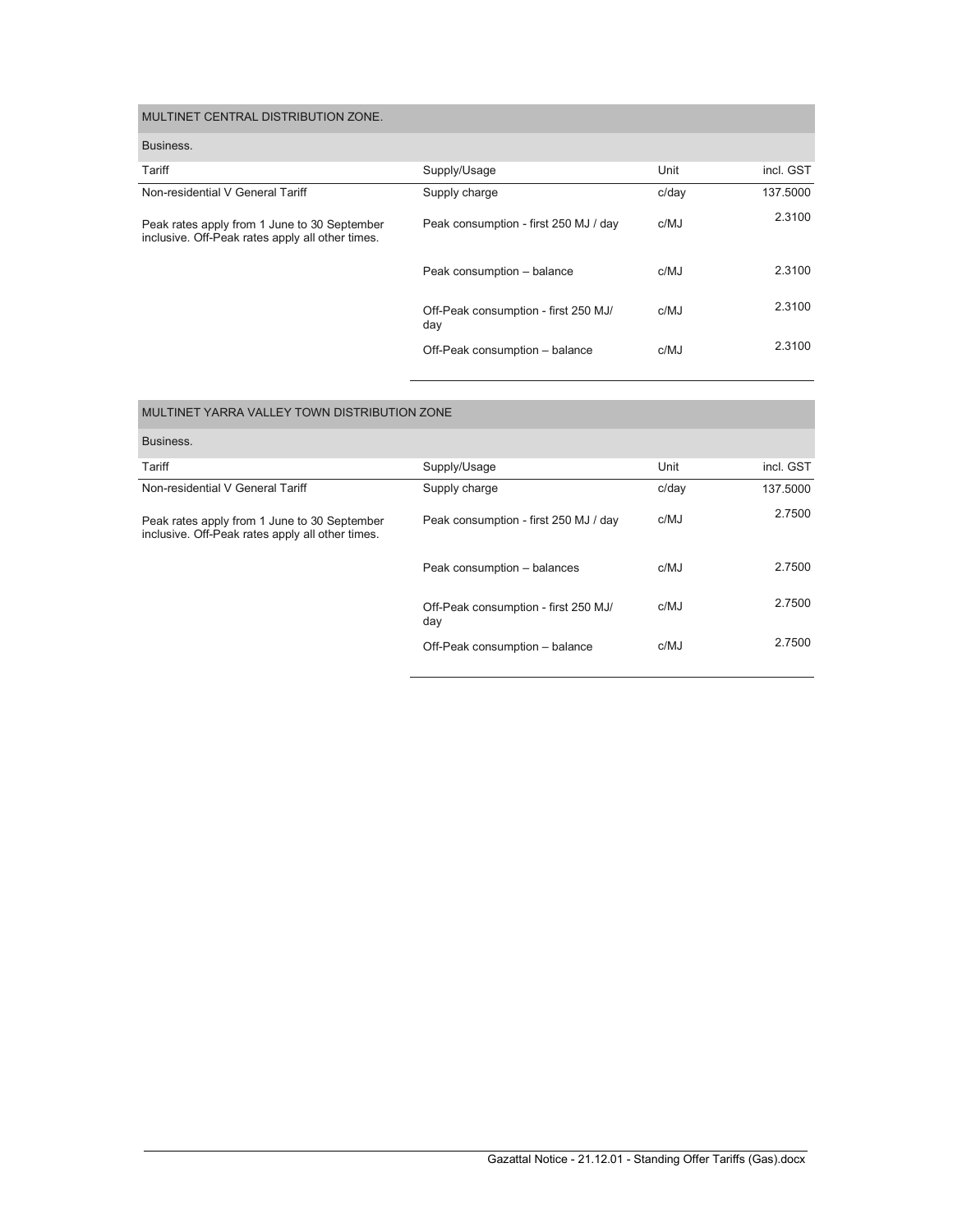| MULTINET CENTRAL DISTRIBUTION ZONE. | | | |
| --- | --- | --- | --- |
| Business. | | | |
| Tariff | Supply/Usage | Unit | incl. GST |
| Non-residential V General Tariff | Supply charge | c/day | 137.5000 |
| Peak rates apply from 1 June to 30 September inclusive. Off-Peak rates apply all other times. | Peak consumption - first 250 MJ / day | c/MJ | 2.3100 |
| | Peak consumption – balance | c/MJ | 2.3100 |
| | Off-Peak consumption - first 250 MJ/ day | c/MJ | 2.3100 |
| | Off-Peak consumption – balance | c/MJ | 2.3100 |

| MULTINET YARRA VALLEY TOWN DISTRIBUTION ZONE | | | |
| --- | --- | --- | --- |
| Business. | | | |
| Tariff | Supply/Usage | Unit | incl. GST |
| Non-residential V General Tariff | Supply charge | c/day | 137.5000 |
| Peak rates apply from 1 June to 30 September inclusive. Off-Peak rates apply all other times. | Peak consumption - first 250 MJ / day | c/MJ | 2.7500 |
| | Peak consumption – balances | c/MJ | 2.7500 |
| | Off-Peak consumption - first 250 MJ/ day | c/MJ | 2.7500 |
| | Off-Peak consumption – balance | c/MJ | 2.7500 |